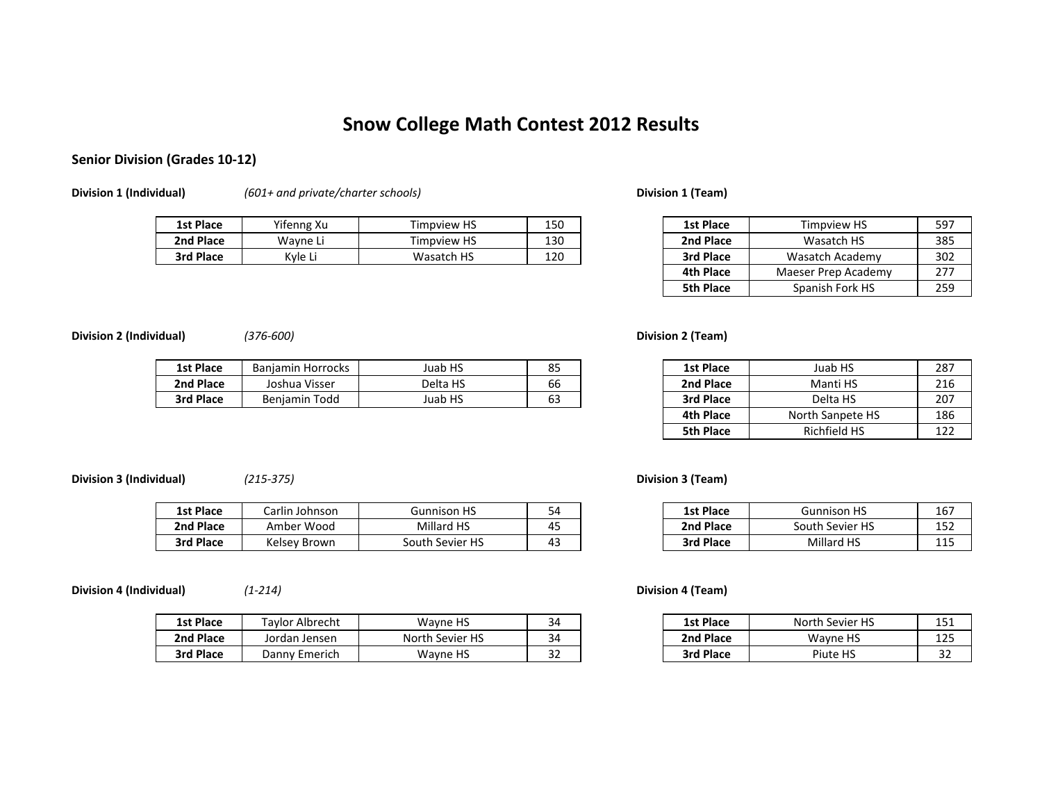# Snow College Math Contest 2012 Results

## Senior Division (Grades 10-12)

**Division 1 (Individual)** *(601+ and private/charter schools)*

| | | | |
|---|---|---|---|
| **1st Place** | Yifenng Xu | Timpview HS | 150 |
| **2nd Place** | Wayne Li | Timpview HS | 130 |
| **3rd Place** | Kyle Li | Wasatch HS | 120 |

**Division 1 (Team)**

| | | |
|---|---|---|
| **1st Place** | Timpview HS | 597 |
| **2nd Place** | Wasatch HS | 385 |
| **3rd Place** | Wasatch Academy | 302 |
| **4th Place** | Maeser Prep Academy | 277 |
| **5th Place** | Spanish Fork HS | 259 |

**Division 2 (Individual)** *(376-600)*

| | | | |
|---|---|---|---|
| **1st Place** | Banjamin Horrocks | Juab HS | 85 |
| **2nd Place** | Joshua Visser | Delta HS | 66 |
| **3rd Place** | Benjamin Todd | Juab HS | 63 |

**Division 2 (Team)**

| | | |
|---|---|---|
| **1st Place** | Juab HS | 287 |
| **2nd Place** | Manti HS | 216 |
| **3rd Place** | Delta HS | 207 |
| **4th Place** | North Sanpete HS | 186 |
| **5th Place** | Richfield HS | 122 |

**Division 3 (Individual)** *(215-375)*

| | | | |
|---|---|---|---|
| **1st Place** | Carlin Johnson | Gunnison HS | 54 |
| **2nd Place** | Amber Wood | Millard HS | 45 |
| **3rd Place** | Kelsey Brown | South Sevier HS | 43 |

**Division 3 (Team)**

| | | |
|---|---|---|
| **1st Place** | Gunnison HS | 167 |
| **2nd Place** | South Sevier HS | 152 |
| **3rd Place** | Millard HS | 115 |

**Division 4 (Individual)** *(1-214)*

| | | | |
|---|---|---|---|
| **1st Place** | Taylor Albrecht | Wayne HS | 34 |
| **2nd Place** | Jordan Jensen | North Sevier HS | 34 |
| **3rd Place** | Danny Emerich | Wayne HS | 32 |

**Division 4 (Team)**

| | | |
|---|---|---|
| **1st Place** | North Sevier HS | 151 |
| **2nd Place** | Wayne HS | 125 |
| **3rd Place** | Piute HS | 32 |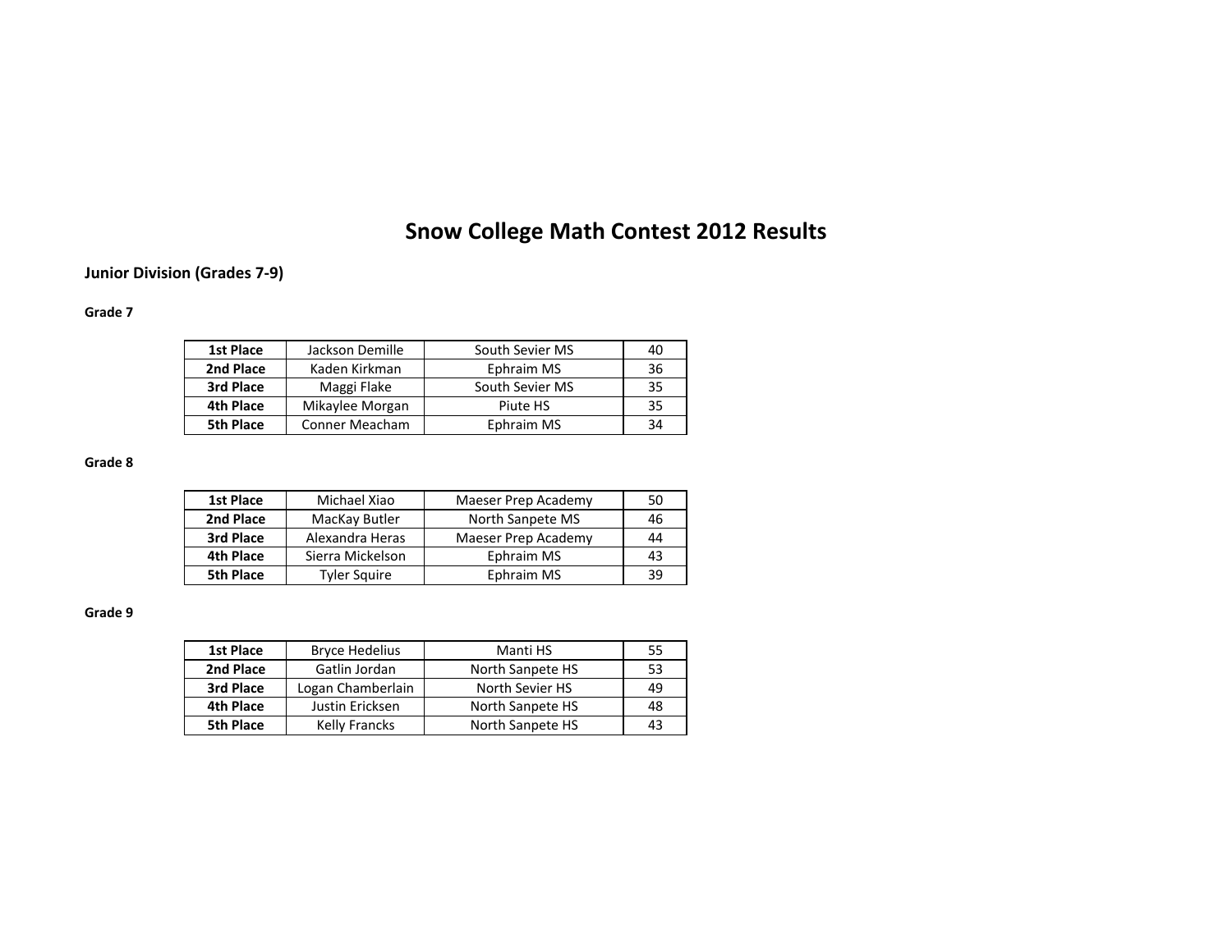# Snow College Math Contest 2012 Results

## Junior Division (Grades 7-9)

### Grade 7

| | | | |
|---|---|---|---|
| **1st Place** | Jackson Demille | South Sevier MS | 40 |
| **2nd Place** | Kaden Kirkman | Ephraim MS | 36 |
| **3rd Place** | Maggi Flake | South Sevier MS | 35 |
| **4th Place** | Mikaylee Morgan | Piute HS | 35 |
| **5th Place** | Conner Meacham | Ephraim MS | 34 |

### Grade 8

| | | | |
|---|---|---|---|
| **1st Place** | Michael Xiao | Maeser Prep Academy | 50 |
| **2nd Place** | MacKay Butler | North Sanpete MS | 46 |
| **3rd Place** | Alexandra Heras | Maeser Prep Academy | 44 |
| **4th Place** | Sierra Mickelson | Ephraim MS | 43 |
| **5th Place** | Tyler Squire | Ephraim MS | 39 |

### Grade 9

| | | | |
|---|---|---|---|
| **1st Place** | Bryce Hedelius | Manti HS | 55 |
| **2nd Place** | Gatlin Jordan | North Sanpete HS | 53 |
| **3rd Place** | Logan Chamberlain | North Sevier HS | 49 |
| **4th Place** | Justin Ericksen | North Sanpete HS | 48 |
| **5th Place** | Kelly Francks | North Sanpete HS | 43 |